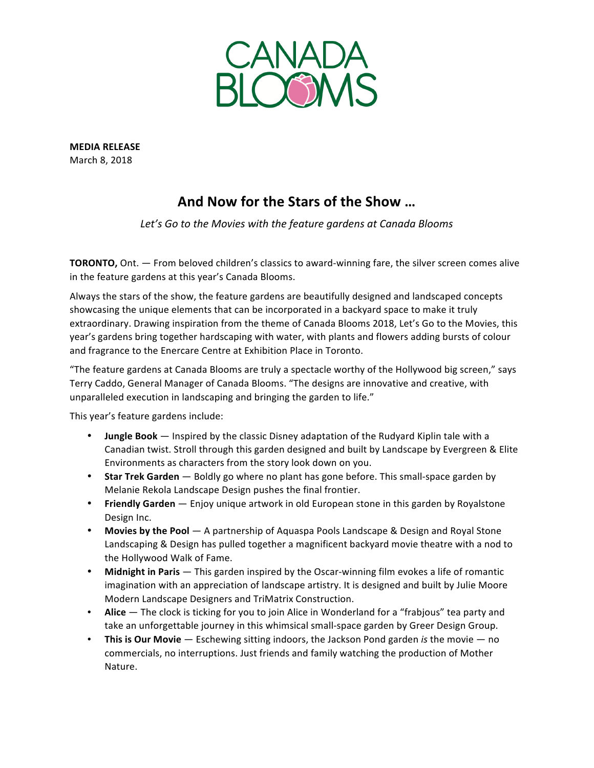CANADA BLOOMS

**MEDIA RELEASE**
March 8, 2018

# And Now for the Stars of the Show …

*Let's Go to the Movies with the feature gardens at Canada Blooms*

**TORONTO,** Ont. — From beloved children's classics to award-winning fare, the silver screen comes alive in the feature gardens at this year's Canada Blooms.

Always the stars of the show, the feature gardens are beautifully designed and landscaped concepts showcasing the unique elements that can be incorporated in a backyard space to make it truly extraordinary. Drawing inspiration from the theme of Canada Blooms 2018, Let's Go to the Movies, this year's gardens bring together hardscaping with water, with plants and flowers adding bursts of colour and fragrance to the Enercare Centre at Exhibition Place in Toronto.

"The feature gardens at Canada Blooms are truly a spectacle worthy of the Hollywood big screen," says Terry Caddo, General Manager of Canada Blooms. "The designs are innovative and creative, with unparalleled execution in landscaping and bringing the garden to life."

This year's feature gardens include:

- **Jungle Book** — Inspired by the classic Disney adaptation of the Rudyard Kiplin tale with a Canadian twist. Stroll through this garden designed and built by Landscape by Evergreen & Elite Environments as characters from the story look down on you.
- **Star Trek Garden** — Boldly go where no plant has gone before. This small-space garden by Melanie Rekola Landscape Design pushes the final frontier.
- **Friendly Garden** — Enjoy unique artwork in old European stone in this garden by Royalstone Design Inc.
- **Movies by the Pool** — A partnership of Aquaspa Pools Landscape & Design and Royal Stone Landscaping & Design has pulled together a magnificent backyard movie theatre with a nod to the Hollywood Walk of Fame.
- **Midnight in Paris** — This garden inspired by the Oscar-winning film evokes a life of romantic imagination with an appreciation of landscape artistry. It is designed and built by Julie Moore Modern Landscape Designers and TriMatrix Construction.
- **Alice** — The clock is ticking for you to join Alice in Wonderland for a "frabjous" tea party and take an unforgettable journey in this whimsical small-space garden by Greer Design Group.
- **This is Our Movie** — Eschewing sitting indoors, the Jackson Pond garden *is* the movie — no commercials, no interruptions. Just friends and family watching the production of Mother Nature.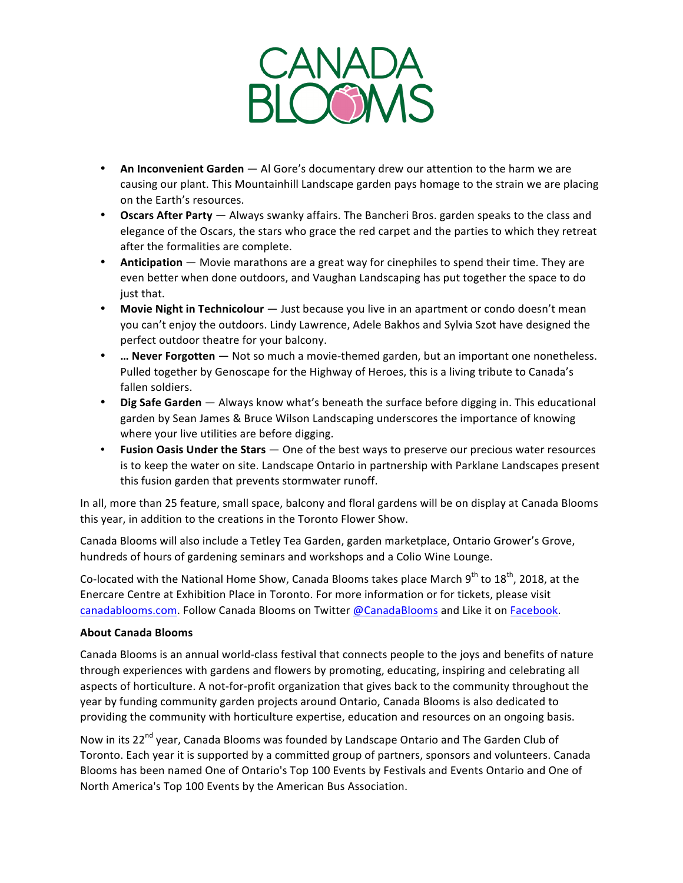- **An Inconvenient Garden** — Al Gore's documentary drew our attention to the harm we are causing our plant. This Mountainhill Landscape garden pays homage to the strain we are placing on the Earth's resources.
- **Oscars After Party** — Always swanky affairs. The Bancheri Bros. garden speaks to the class and elegance of the Oscars, the stars who grace the red carpet and the parties to which they retreat after the formalities are complete.
- **Anticipation** — Movie marathons are a great way for cinephiles to spend their time. They are even better when done outdoors, and Vaughan Landscaping has put together the space to do just that.
- **Movie Night in Technicolour** — Just because you live in an apartment or condo doesn't mean you can't enjoy the outdoors. Lindy Lawrence, Adele Bakhos and Sylvia Szot have designed the perfect outdoor theatre for your balcony.
- **… Never Forgotten** — Not so much a movie-themed garden, but an important one nonetheless. Pulled together by Genoscape for the Highway of Heroes, this is a living tribute to Canada's fallen soldiers.
- **Dig Safe Garden** — Always know what's beneath the surface before digging in. This educational garden by Sean James & Bruce Wilson Landscaping underscores the importance of knowing where your live utilities are before digging.
- **Fusion Oasis Under the Stars** — One of the best ways to preserve our precious water resources is to keep the water on site. Landscape Ontario in partnership with Parklane Landscapes present this fusion garden that prevents stormwater runoff.

In all, more than 25 feature, small space, balcony and floral gardens will be on display at Canada Blooms this year, in addition to the creations in the Toronto Flower Show.

Canada Blooms will also include a Tetley Tea Garden, garden marketplace, Ontario Grower's Grove, hundreds of hours of gardening seminars and workshops and a Colio Wine Lounge.

Co-located with the National Home Show, Canada Blooms takes place March 9th to 18th, 2018, at the Enercare Centre at Exhibition Place in Toronto. For more information or for tickets, please visit canadablooms.com. Follow Canada Blooms on Twitter @CanadaBlooms and Like it on Facebook.

**About Canada Blooms**

Canada Blooms is an annual world-class festival that connects people to the joys and benefits of nature through experiences with gardens and flowers by promoting, educating, inspiring and celebrating all aspects of horticulture. A not-for-profit organization that gives back to the community throughout the year by funding community garden projects around Ontario, Canada Blooms is also dedicated to providing the community with horticulture expertise, education and resources on an ongoing basis.

Now in its 22nd year, Canada Blooms was founded by Landscape Ontario and The Garden Club of Toronto. Each year it is supported by a committed group of partners, sponsors and volunteers. Canada Blooms has been named One of Ontario's Top 100 Events by Festivals and Events Ontario and One of North America's Top 100 Events by the American Bus Association.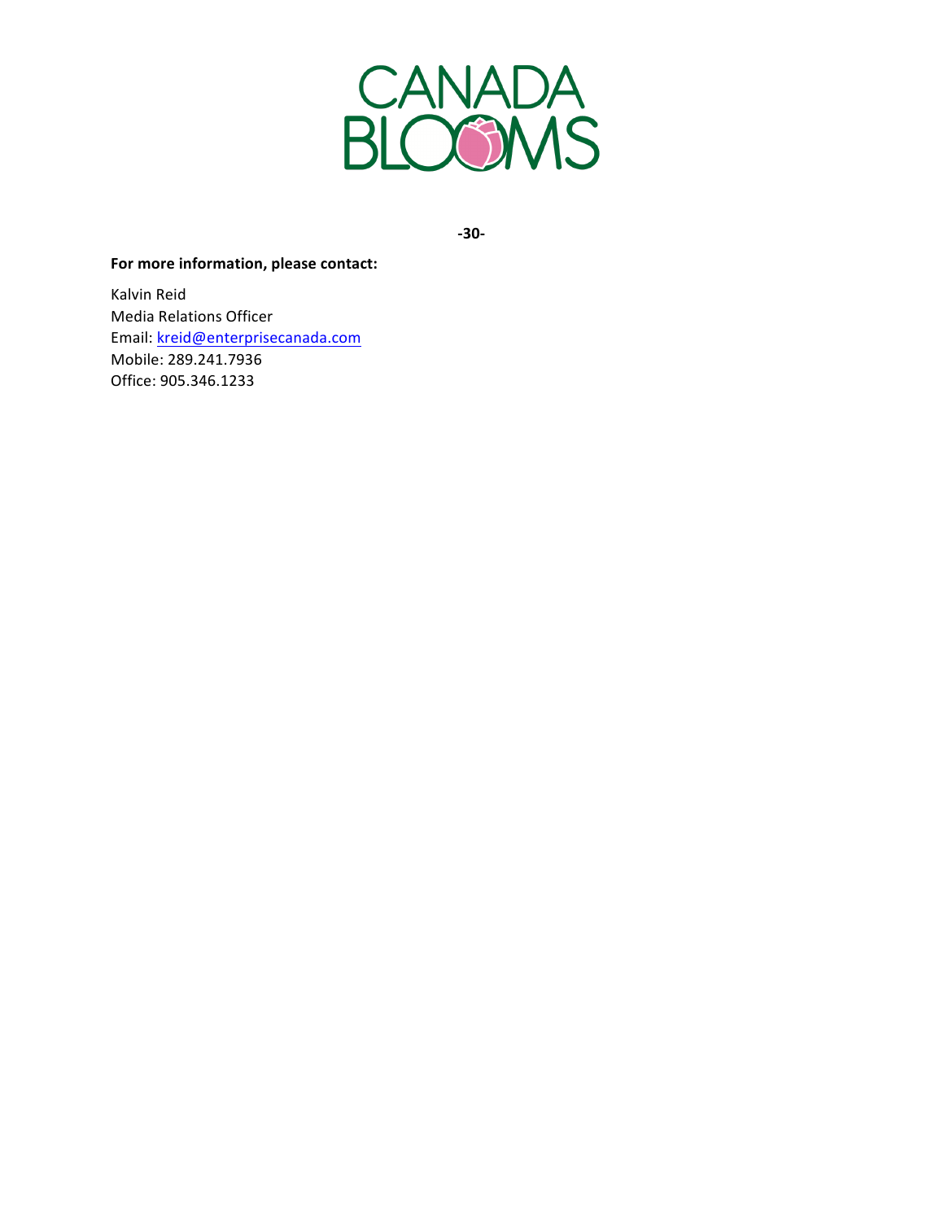CANADA BLOOMS

**-30-**

**For more information, please contact:**

Kalvin Reid
Media Relations Officer
Email: kreid@enterprisecanada.com
Mobile: 289.241.7936
Office: 905.346.1233